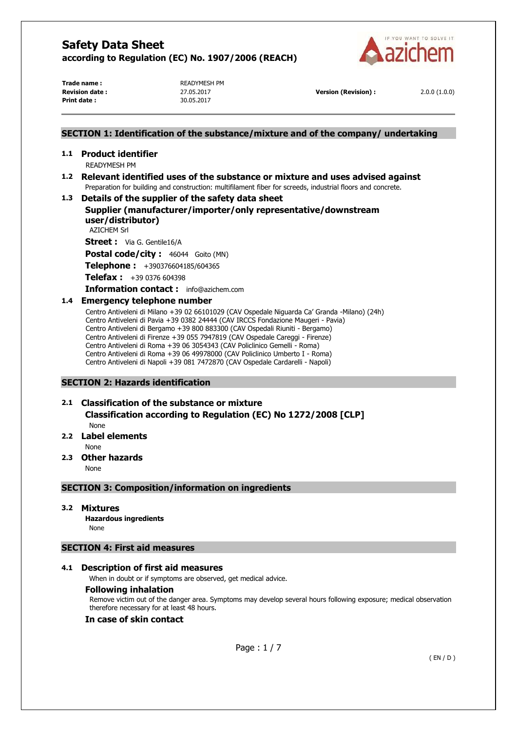# Safety Data Sheet

**according to Regulation (EC) No. 1907/2006 (REACH)**

| | | | |
|---|---|---|---|
| **Trade name :** | READYMESH PM | | |
| **Revision date :** | 27.05.2017 | **Version (Revision) :** | 2.0.0 (1.0.0) |
| **Print date :** | 30.05.2017 | | |

## SECTION 1: Identification of the substance/mixture and of the company/ undertaking

### 1.1 Product identifier

READYMESH PM

### 1.2 Relevant identified uses of the substance or mixture and uses advised against

Preparation for building and construction: multifilament fiber for screeds, industrial floors and concrete.

### 1.3 Details of the supplier of the safety data sheet

**Supplier (manufacturer/importer/only representative/downstream user/distributor)**

AZICHEM Srl

**Street :** Via G. Gentile16/A

**Postal code/city :** 46044 Goito (MN)

**Telephone :** +390376604185/604365

**Telefax :** +39 0376 604398

**Information contact :** info@azichem.com

### 1.4 Emergency telephone number

Centro Antiveleni di Milano +39 02 66101029 (CAV Ospedale Niguarda Ca' Granda -Milano) (24h)
Centro Antiveleni di Pavia +39 0382 24444 (CAV IRCCS Fondazione Maugeri - Pavia)
Centro Antiveleni di Bergamo +39 800 883300 (CAV Ospedali Riuniti - Bergamo)
Centro Antiveleni di Firenze +39 055 7947819 (CAV Ospedale Careggi - Firenze)
Centro Antiveleni di Roma +39 06 3054343 (CAV Policlinico Gemelli - Roma)
Centro Antiveleni di Roma +39 06 49978000 (CAV Policlinico Umberto I - Roma)
Centro Antiveleni di Napoli +39 081 7472870 (CAV Ospedale Cardarelli - Napoli)

## SECTION 2: Hazards identification

### 2.1 Classification of the substance or mixture

**Classification according to Regulation (EC) No 1272/2008 [CLP]**

None

### 2.2 Label elements

None

### 2.3 Other hazards

None

## SECTION 3: Composition/information on ingredients

### 3.2 Mixtures

**Hazardous ingredients**

None

## SECTION 4: First aid measures

### 4.1 Description of first aid measures

When in doubt or if symptoms are observed, get medical advice.

**Following inhalation**

Remove victim out of the danger area. Symptoms may develop several hours following exposure; medical observation therefore necessary for at least 48 hours.

**In case of skin contact**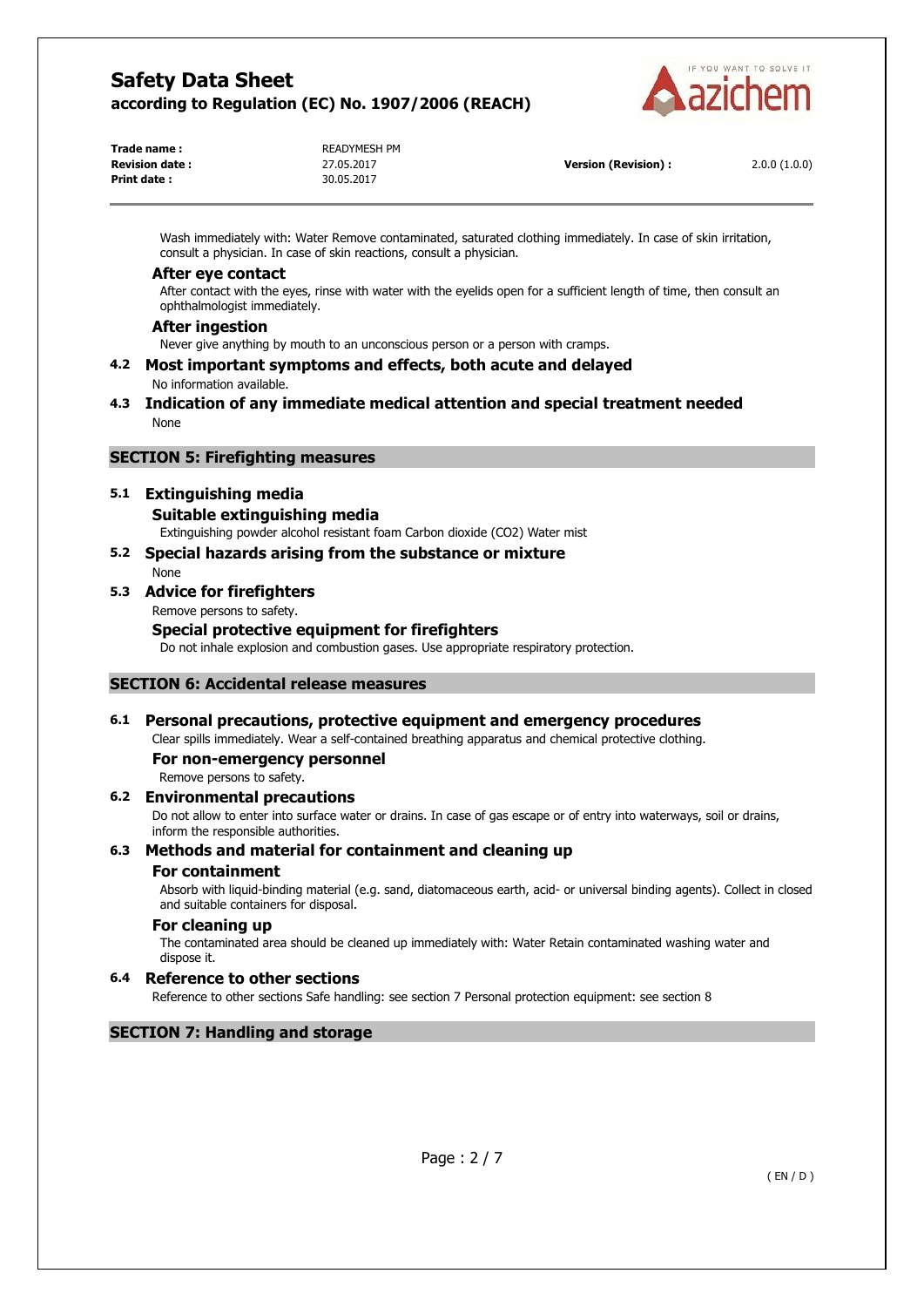Wash immediately with: Water Remove contaminated, saturated clothing immediately. In case of skin irritation, consult a physician. In case of skin reactions, consult a physician.

### After eye contact

After contact with the eyes, rinse with water with the eyelids open for a sufficient length of time, then consult an ophthalmologist immediately.

### After ingestion

Never give anything by mouth to an unconscious person or a person with cramps.

### 4.2 Most important symptoms and effects, both acute and delayed

No information available.

### 4.3 Indication of any immediate medical attention and special treatment needed

None

## SECTION 5: Firefighting measures

### 5.1 Extinguishing media

#### Suitable extinguishing media

Extinguishing powder alcohol resistant foam Carbon dioxide ($CO_2$) Water mist

### 5.2 Special hazards arising from the substance or mixture

None

### 5.3 Advice for firefighters

Remove persons to safety.

#### Special protective equipment for firefighters

Do not inhale explosion and combustion gases. Use appropriate respiratory protection.

## SECTION 6: Accidental release measures

### 6.1 Personal precautions, protective equipment and emergency procedures

Clear spills immediately. Wear a self-contained breathing apparatus and chemical protective clothing.

#### For non-emergency personnel

Remove persons to safety.

### 6.2 Environmental precautions

Do not allow to enter into surface water or drains. In case of gas escape or of entry into waterways, soil or drains, inform the responsible authorities.

### 6.3 Methods and material for containment and cleaning up

#### For containment

Absorb with liquid-binding material (e.g. sand, diatomaceous earth, acid- or universal binding agents). Collect in closed and suitable containers for disposal.

#### For cleaning up

The contaminated area should be cleaned up immediately with: Water Retain contaminated washing water and dispose it.

### 6.4 Reference to other sections

Reference to other sections Safe handling: see section 7 Personal protection equipment: see section 8

## SECTION 7: Handling and storage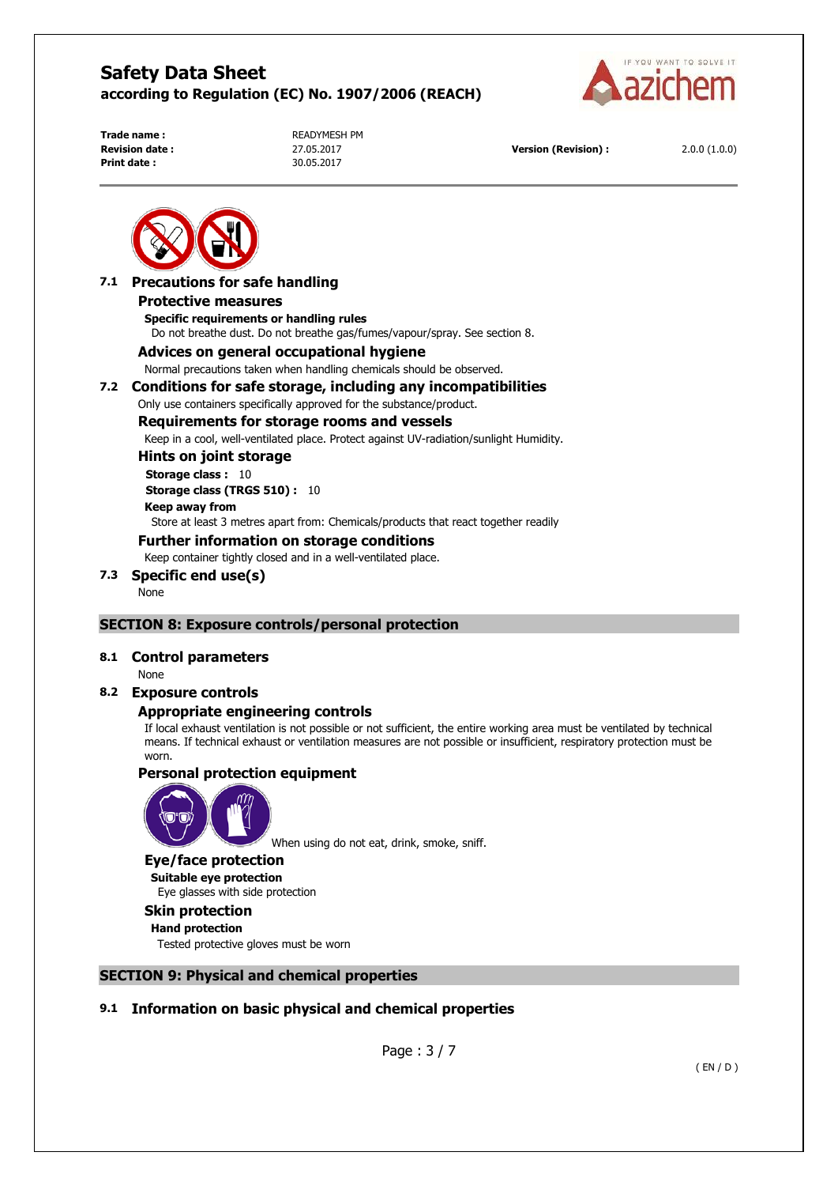### 7.1 Precautions for safe handling

#### Protective measures

**Specific requirements or handling rules**

Do not breathe dust. Do not breathe gas/fumes/vapour/spray. See section 8.

#### Advices on general occupational hygiene

Normal precautions taken when handling chemicals should be observed.

### 7.2 Conditions for safe storage, including any incompatibilities

Only use containers specifically approved for the substance/product.

#### Requirements for storage rooms and vessels

Keep in a cool, well-ventilated place. Protect against UV-radiation/sunlight Humidity.

#### Hints on joint storage

**Storage class :** 10

**Storage class (TRGS 510) :** 10

**Keep away from**

Store at least 3 metres apart from: Chemicals/products that react together readily

#### Further information on storage conditions

Keep container tightly closed and in a well-ventilated place.

### 7.3 Specific end use(s)

None

## SECTION 8: Exposure controls/personal protection

### 8.1 Control parameters

None

### 8.2 Exposure controls

#### Appropriate engineering controls

If local exhaust ventilation is not possible or not sufficient, the entire working area must be ventilated by technical means. If technical exhaust or ventilation measures are not possible or insufficient, respiratory protection must be worn.

#### Personal protection equipment

When using do not eat, drink, smoke, sniff.

#### Eye/face protection

**Suitable eye protection**

Eye glasses with side protection

#### Skin protection

**Hand protection**

Tested protective gloves must be worn

## SECTION 9: Physical and chemical properties

### 9.1 Information on basic physical and chemical properties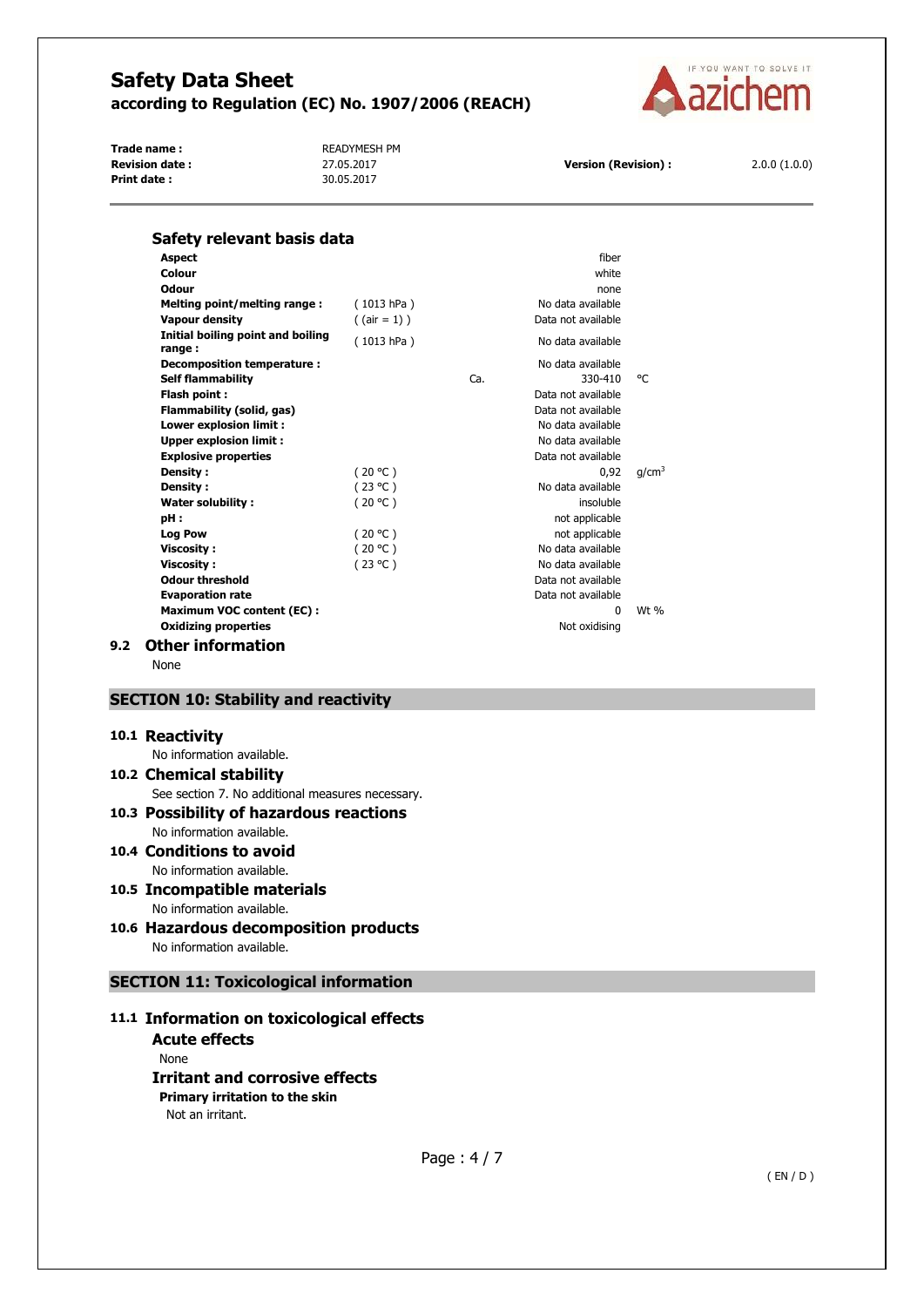### Safety relevant basis data

| Property | Condition | | Value | Unit |
|---|---|---|---|---|
| **Aspect** | | | fiber | |
| **Colour** | | | white | |
| **Odour** | | | none | |
| **Melting point/melting range :** | ( 1013 hPa ) | | No data available | |
| **Vapour density** | ( (air = 1) ) | | Data not available | |
| **Initial boiling point and boiling range :** | ( 1013 hPa ) | | No data available | |
| **Decomposition temperature :** | | | No data available | |
| **Self flammability** | | Ca. | 330-410 | °C |
| **Flash point :** | | | Data not available | |
| **Flammability (solid, gas)** | | | Data not available | |
| **Lower explosion limit :** | | | No data available | |
| **Upper explosion limit :** | | | No data available | |
| **Explosive properties** | | | Data not available | |
| **Density :** | ( 20 °C ) | | 0,92 | g/cm$^3$ |
| **Density :** | ( 23 °C ) | | No data available | |
| **Water solubility :** | ( 20 °C ) | | insoluble | |
| **pH :** | | | not applicable | |
| **Log Pow** | ( 20 °C ) | | not applicable | |
| **Viscosity :** | ( 20 °C ) | | No data available | |
| **Viscosity :** | ( 23 °C ) | | No data available | |
| **Odour threshold** | | | Data not available | |
| **Evaporation rate** | | | Data not available | |
| **Maximum VOC content (EC) :** | | | 0 | Wt % |
| **Oxidizing properties** | | | Not oxidising | |

## 9.2 Other information

None

## SECTION 10: Stability and reactivity

### 10.1 Reactivity

No information available.

### 10.2 Chemical stability

See section 7. No additional measures necessary.

### 10.3 Possibility of hazardous reactions

No information available.

### 10.4 Conditions to avoid

No information available.

### 10.5 Incompatible materials

No information available.

### 10.6 Hazardous decomposition products

No information available.

## SECTION 11: Toxicological information

### 11.1 Information on toxicological effects

#### Acute effects

None

#### Irritant and corrosive effects

**Primary irritation to the skin**

Not an irritant.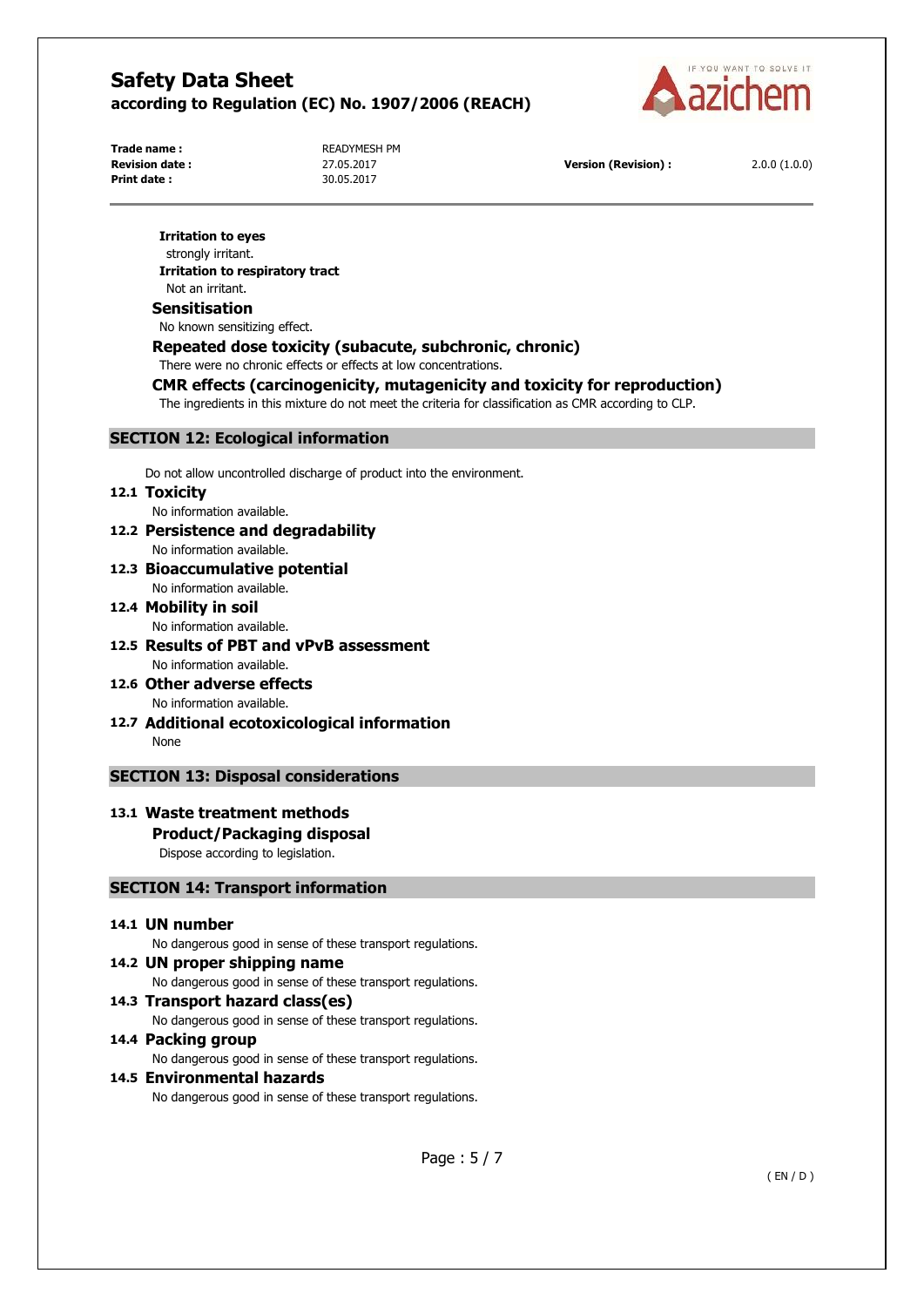**Irritation to eyes**

strongly irritant.

**Irritation to respiratory tract**

Not an irritant.

### Sensitisation

No known sensitizing effect.

### Repeated dose toxicity (subacute, subchronic, chronic)

There were no chronic effects or effects at low concentrations.

### CMR effects (carcinogenicity, mutagenicity and toxicity for reproduction)

The ingredients in this mixture do not meet the criteria for classification as CMR according to CLP.

## SECTION 12: Ecological information

Do not allow uncontrolled discharge of product into the environment.

### 12.1 Toxicity

No information available.

### 12.2 Persistence and degradability

No information available.

### 12.3 Bioaccumulative potential

No information available.

### 12.4 Mobility in soil

No information available.

### 12.5 Results of PBT and vPvB assessment

No information available.

### 12.6 Other adverse effects

No information available.

### 12.7 Additional ecotoxicological information

None

## SECTION 13: Disposal considerations

### 13.1 Waste treatment methods

#### Product/Packaging disposal

Dispose according to legislation.

## SECTION 14: Transport information

### 14.1 UN number

No dangerous good in sense of these transport regulations.

### 14.2 UN proper shipping name

No dangerous good in sense of these transport regulations.

### 14.3 Transport hazard class(es)

No dangerous good in sense of these transport regulations.

### 14.4 Packing group

No dangerous good in sense of these transport regulations.

### 14.5 Environmental hazards

No dangerous good in sense of these transport regulations.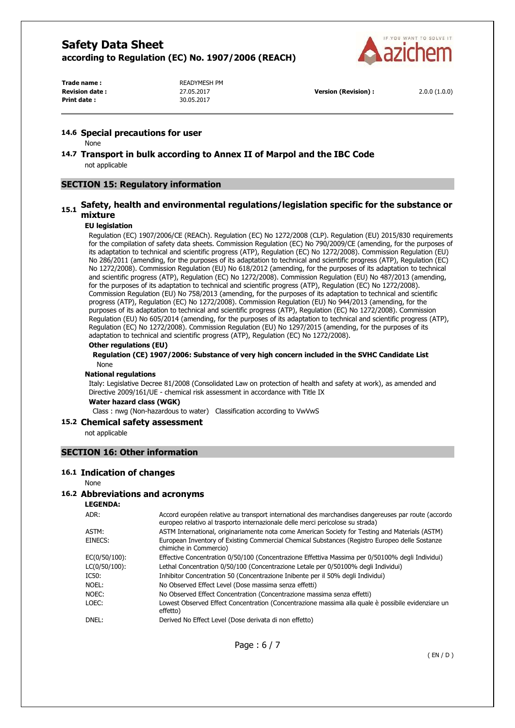### 14.6 Special precautions for user

None

### 14.7 Transport in bulk according to Annex II of Marpol and the IBC Code

not applicable

## SECTION 15: Regulatory information

### 15.1 Safety, health and environmental regulations/legislation specific for the substance or mixture

**EU legislation**

Regulation (EC) 1907/2006/CE (REACh). Regulation (EC) No 1272/2008 (CLP). Regulation (EU) 2015/830 requirements for the compilation of safety data sheets. Commission Regulation (EC) No 790/2009/CE (amending, for the purposes of its adaptation to technical and scientific progress (ATP), Regulation (EC) No 1272/2008). Commission Regulation (EU) No 286/2011 (amending, for the purposes of its adaptation to technical and scientific progress (ATP), Regulation (EC) No 1272/2008). Commission Regulation (EU) No 618/2012 (amending, for the purposes of its adaptation to technical and scientific progress (ATP), Regulation (EC) No 1272/2008). Commission Regulation (EU) No 487/2013 (amending, for the purposes of its adaptation to technical and scientific progress (ATP), Regulation (EC) No 1272/2008). Commission Regulation (EU) No 758/2013 (amending, for the purposes of its adaptation to technical and scientific progress (ATP), Regulation (EC) No 1272/2008). Commission Regulation (EU) No 944/2013 (amending, for the purposes of its adaptation to technical and scientific progress (ATP), Regulation (EC) No 1272/2008). Commission Regulation (EU) No 605/2014 (amending, for the purposes of its adaptation to technical and scientific progress (ATP), Regulation (EC) No 1272/2008). Commission Regulation (EU) No 1297/2015 (amending, for the purposes of its adaptation to technical and scientific progress (ATP), Regulation (EC) No 1272/2008).

**Other regulations (EU)**

**Regulation (CE) 1907/2006: Substance of very high concern included in the SVHC Candidate List**

None

**National regulations**

Italy: Legislative Decree 81/2008 (Consolidated Law on protection of health and safety at work), as amended and Directive 2009/161/UE - chemical risk assessment in accordance with Title IX

**Water hazard class (WGK)**

Class : nwg (Non-hazardous to water) Classification according to VwVwS

### 15.2 Chemical safety assessment

not applicable

## SECTION 16: Other information

### 16.1 Indication of changes

None

### 16.2 Abbreviations and acronyms

**LEGENDA:**

| | |
|---|---|
| ADR: | Accord européen relative au transport international des marchandises dangereuses par route (accordo europeo relativo al trasporto internazionale delle merci pericolose su strada) |
| ASTM: | ASTM International, originariamente nota come American Society for Testing and Materials (ASTM) |
| EINECS: | European Inventory of Existing Commercial Chemical Substances (Registro Europeo delle Sostanze chimiche in Commercio) |
| EC(0/50/100): | Effective Concentration 0/50/100 (Concentrazione Effettiva Massima per 0/50100% degli Individui) |
| LC(0/50/100): | Lethal Concentration 0/50/100 (Concentrazione Letale per 0/50100% degli Individui) |
| IC50: | Inhibitor Concentration 50 (Concentrazione Inibente per il 50% degli Individui) |
| NOEL: | No Observed Effect Level (Dose massima senza effetti) |
| NOEC: | No Observed Effect Concentration (Concentrazione massima senza effetti) |
| LOEC: | Lowest Observed Effect Concentration (Concentrazione massima alla quale è possibile evidenziare un effetto) |
| DNEL: | Derived No Effect Level (Dose derivata di non effetto) |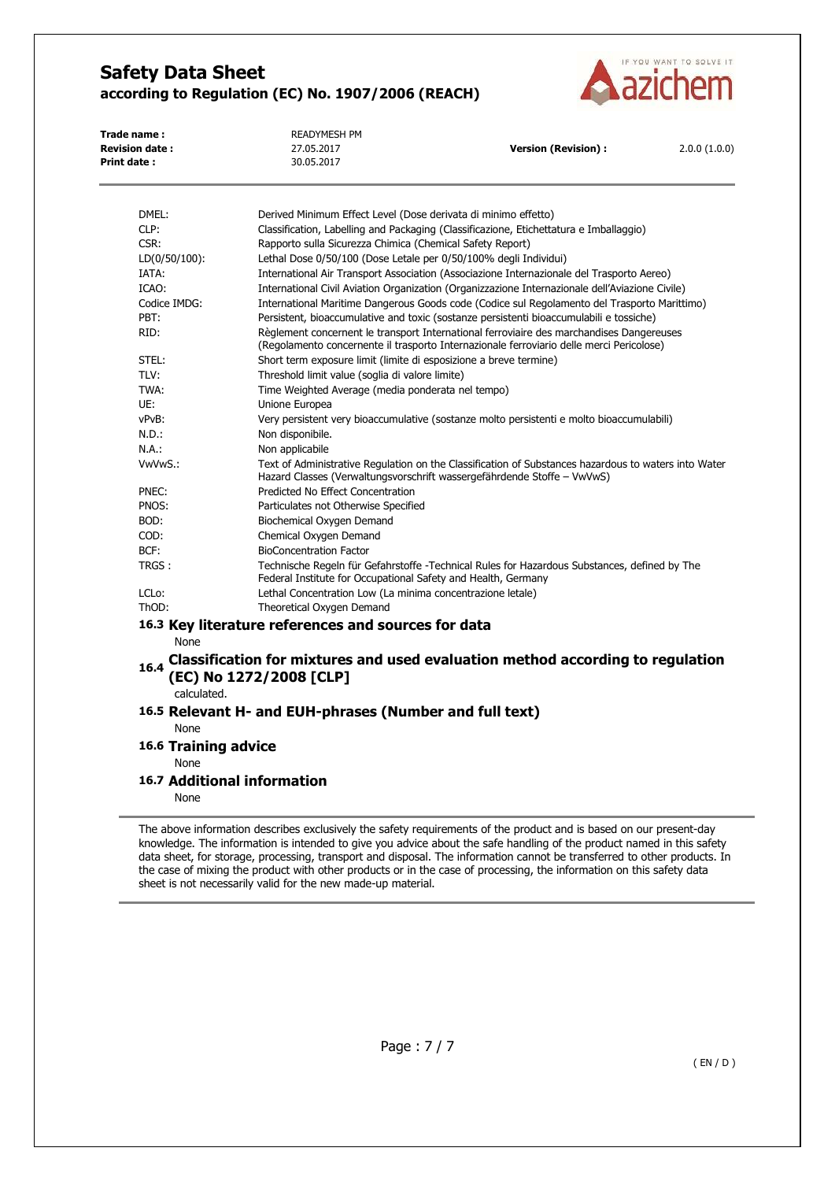| | |
|---|---|
| DMEL: | Derived Minimum Effect Level (Dose derivata di minimo effetto) |
| CLP: | Classification, Labelling and Packaging (Classificazione, Etichettatura e Imballaggio) |
| CSR: | Rapporto sulla Sicurezza Chimica (Chemical Safety Report) |
| LD(0/50/100): | Lethal Dose 0/50/100 (Dose Letale per 0/50/100% degli Individui) |
| IATA: | International Air Transport Association (Associazione Internazionale del Trasporto Aereo) |
| ICAO: | International Civil Aviation Organization (Organizzazione Internazionale dell'Aviazione Civile) |
| Codice IMDG: | International Maritime Dangerous Goods code (Codice sul Regolamento del Trasporto Marittimo) |
| PBT: | Persistent, bioaccumulative and toxic (sostanze persistenti bioaccumulabili e tossiche) |
| RID: | Règlement concernent le transport International ferroviaire des marchandises Dangereuses (Regolamento concernente il trasporto Internazionale ferroviario delle merci Pericolose) |
| STEL: | Short term exposure limit (limite di esposizione a breve termine) |
| TLV: | Threshold limit value (soglia di valore limite) |
| TWA: | Time Weighted Average (media ponderata nel tempo) |
| UE: | Unione Europea |
| vPvB: | Very persistent very bioaccumulative (sostanze molto persistenti e molto bioaccumulabili) |
| N.D.: | Non disponibile. |
| N.A.: | Non applicabile |
| VwVwS.: | Text of Administrative Regulation on the Classification of Substances hazardous to waters into Water Hazard Classes (Verwaltungsvorschrift wassergefährdende Stoffe – VwVwS) |
| PNEC: | Predicted No Effect Concentration |
| PNOS: | Particulates not Otherwise Specified |
| BOD: | Biochemical Oxygen Demand |
| COD: | Chemical Oxygen Demand |
| BCF: | BioConcentration Factor |
| TRGS : | Technische Regeln für Gefahrstoffe -Technical Rules for Hazardous Substances, defined by The Federal Institute for Occupational Safety and Health, Germany |
| LCLo: | Lethal Concentration Low (La minima concentrazione letale) |
| ThOD: | Theoretical Oxygen Demand |

## 16.3 Key literature references and sources for data

None

## 16.4 Classification for mixtures and used evaluation method according to regulation (EC) No 1272/2008 [CLP]

calculated.

## 16.5 Relevant H- and EUH-phrases (Number and full text)

None

## 16.6 Training advice

None

## 16.7 Additional information

None

---

The above information describes exclusively the safety requirements of the product and is based on our present-day knowledge. The information is intended to give you advice about the safe handling of the product named in this safety data sheet, for storage, processing, transport and disposal. The information cannot be transferred to other products. In the case of mixing the product with other products or in the case of processing, the information on this safety data sheet is not necessarily valid for the new made-up material.